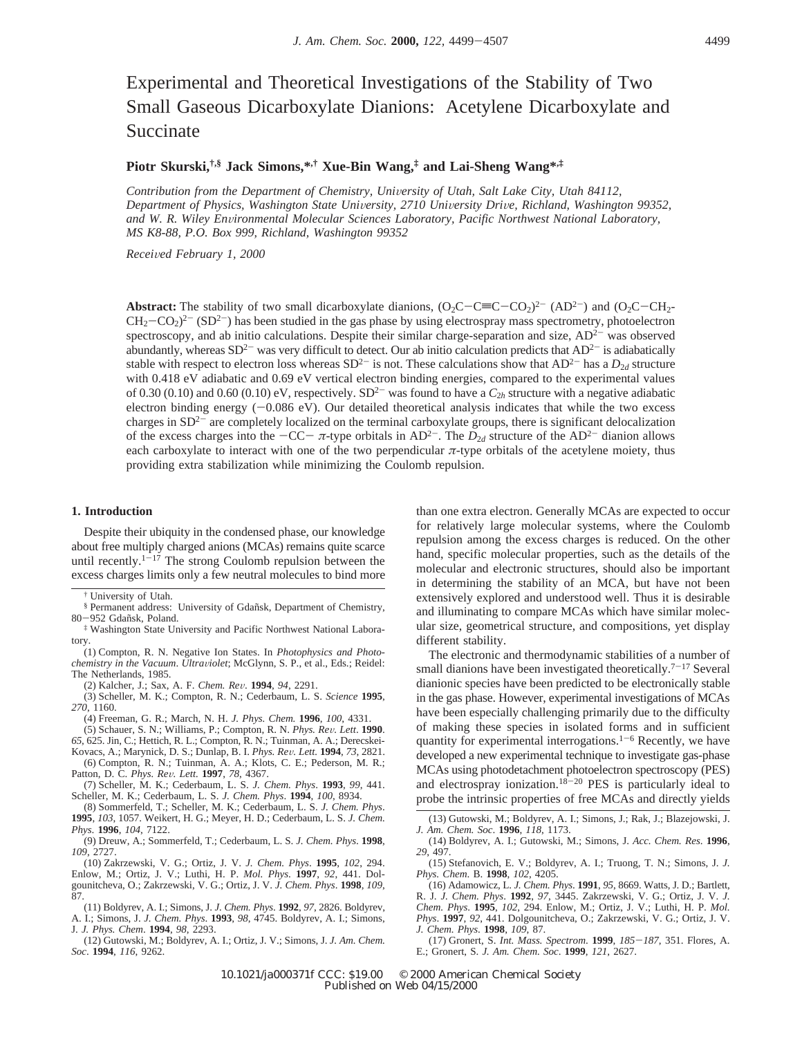# Experimental and Theoretical Investigations of the Stability of Two Small Gaseous Dicarboxylate Dianions: Acetylene Dicarboxylate and Succinate

**Piotr Skurski,[†,§] Jack Simons,*[,†] Xue-Bin Wang,[‡] and Lai-Sheng Wang*[,‡]**

*Contribution from the Department of Chemistry, University of Utah, Salt Lake City, Utah 84112, Department of Physics, Washington State University, 2710 University Drive, Richland, Washington 99352, and W. R. Wiley Environmental Molecular Sciences Laboratory, Pacific Northwest National Laboratory, MS K8-88, P.O. Box 999, Richland, Washington 99352*

*Received February 1, 2000*

**Abstract:** The stability of two small dicarboxylate dianions, $(O_2C{-}C{\equiv}C{-}CO_2)^{2-}$ ($AD^{2-}$) and $(O_2C{-}CH_2{-}CH_2{-}CO_2)^{2-}$ ($SD^{2-}$) has been studied in the gas phase by using electrospray mass spectrometry, photoelectron spectroscopy, and ab initio calculations. Despite their similar charge-separation and size, $AD^{2-}$ was observed abundantly, whereas $SD^{2-}$ was very difficult to detect. Our ab initio calculation predicts that $AD^{2-}$ is adiabatically stable with respect to electron loss whereas $SD^{2-}$ is not. These calculations show that $AD^{2-}$ has a $D_{2d}$ structure with 0.418 eV adiabatic and 0.69 eV vertical electron binding energies, compared to the experimental values of 0.30 (0.10) and 0.60 (0.10) eV, respectively. $SD^{2-}$ was found to have a $C_{2h}$ structure with a negative adiabatic electron binding energy (−0.086 eV). Our detailed theoretical analysis indicates that while the two excess charges in $SD^{2-}$ are completely localized on the terminal carboxylate groups, there is significant delocalization of the excess charges into the −CC− $\pi$-type orbitals in $AD^{2-}$. The $D_{2d}$ structure of the $AD^{2-}$ dianion allows each carboxylate to interact with one of the two perpendicular $\pi$-type orbitals of the acetylene moiety, thus providing extra stabilization while minimizing the Coulomb repulsion.

## 1. Introduction

Despite their ubiquity in the condensed phase, our knowledge about free multiply charged anions (MCAs) remains quite scarce until recently.[1−17] The strong Coulomb repulsion between the excess charges limits only a few neutral molecules to bind more than one extra electron. Generally MCAs are expected to occur for relatively large molecular systems, where the Coulomb repulsion among the excess charges is reduced. On the other hand, specific molecular properties, such as the details of the molecular and electronic structures, should also be important in determining the stability of an MCA, but have not been extensively explored and understood well. Thus it is desirable and illuminating to compare MCAs which have similar molecular size, geometrical structure, and compositions, yet display different stability.

The electronic and thermodynamic stabilities of a number of small dianions have been investigated theoretically.[7−17] Several dianionic species have been predicted to be electronically stable in the gas phase. However, experimental investigations of MCAs have been especially challenging primarily due to the difficulty of making these species in isolated forms and in sufficient quantity for experimental interrogations.[1−6] Recently, we have developed a new experimental technique to investigate gas-phase MCAs using photodetachment photoelectron spectroscopy (PES) and electrospray ionization.[18−20] PES is particularly ideal to probe the intrinsic properties of free MCAs and directly yields

† University of Utah.

§ Permanent address: University of Gdańsk, Department of Chemistry, 80−952 Gdańsk, Poland.

‡ Washington State University and Pacific Northwest National Laboratory.

(1) Compton, R. N. Negative Ion States. In *Photophysics and Photochemistry in the Vacuum. Ultraviolet*; McGlynn, S. P., et al., Eds.; Reidel: The Netherlands, 1985.

(2) Kalcher, J.; Sax, A. F. *Chem. Rev.* **1994**, *94*, 2291.

(3) Scheller, M. K.; Compton, R. N.; Cederbaum, L. S. *Science* **1995**, *270*, 1160.

(4) Freeman, G. R.; March, N. H. *J. Phys. Chem.* **1996**, *100*, 4331.

(5) Schauer, S. N.; Williams, P.; Compton, R. N. *Phys. Rev. Lett.* **1990**, *65*, 625. Jin, C.; Hettich, R. L.; Compton, R. N.; Tuinman, A. A.; Derecskei-Kovacs, A.; Marynick, D. S.; Dunlap, B. I. *Phys. Rev. Lett.* **1994**, *73*, 2821.

(6) Compton, R. N.; Tuinman, A. A.; Klots, C. E.; Pederson, M. R.; Patton, D. C. *Phys. Rev. Lett.* **1997**, *78*, 4367.

(7) Scheller, M. K.; Cederbaum, L. S. *J. Chem. Phys.* **1993**, *99*, 441. Scheller, M. K.; Cederbaum, L. S. *J. Chem. Phys.* **1994**, *100*, 8934.

(8) Sommerfeld, T.; Scheller, M. K.; Cederbaum, L. S. *J. Chem. Phys.* **1995**, *103*, 1057. Weikert, H. G.; Meyer, H. D.; Cederbaum, L. S. *J. Chem. Phys.* **1996**, *104*, 7122.

(9) Dreuw, A.; Sommerfeld, T.; Cederbaum, L. S. *J. Chem. Phys.* **1998**, *109*, 2727.

(10) Zakrzewski, V. G.; Ortiz, J. V. *J. Chem. Phys.* **1995**, *102*, 294. Enlow, M.; Ortiz, J. V.; Luthi, H. P. *Mol. Phys.* **1997**, *92*, 441. Dolgounitcheva, O.; Zakrzewski, V. G.; Ortiz, J. V. *J. Chem. Phys.* **1998**, *109*, 87.

(11) Boldyrev, A. I.; Simons, J. *J. Chem. Phys.* **1992**, *97*, 2826. Boldyrev, A. I.; Simons, J. *J. Chem. Phys.* **1993**, *98*, 4745. Boldyrev, A. I.; Simons, J. *J. Phys. Chem.* **1994**, *98*, 2293.

(12) Gutowski, M.; Boldyrev, A. I.; Ortiz, J. V.; Simons, J. *J. Am. Chem. Soc.* **1994**, *116*, 9262.

(13) Gutowski, M.; Boldyrev, A. I.; Simons, J.; Rak, J.; Blazejowski, J. *J. Am. Chem. Soc.* **1996**, *118*, 1173.

(14) Boldyrev, A. I.; Gutowski, M.; Simons, J. *Acc. Chem. Res.* **1996**, *29*, 497.

(15) Stefanovich, E. V.; Boldyrev, A. I.; Truong, T. N.; Simons, J. *J. Phys. Chem. B.* **1998**, *102*, 4205.

(16) Adamowicz, L. *J. Chem. Phys.* **1991**, *95*, 8669. Watts, J. D.; Bartlett, R. J. *J. Chem. Phys.* **1992**, *97*, 3445. Zakrzewski, V. G.; Ortiz, J. V. *J. Chem. Phys.* **1995**, *102*, 294. Enlow, M.; Ortiz, J. V.; Luthi, H. P. *Mol. Phys.* **1997**, *92*, 441. Dolgounitcheva, O.; Zakrzewski, V. G.; Ortiz, J. V. *J. Chem. Phys.* **1998**, *109*, 87.

(17) Gronert, S. *Int. Mass. Spectrom.* **1999**, *185−187*, 351. Flores, A. E.; Gronert, S. *J. Am. Chem. Soc.* **1999**, *121*, 2627.

10.1021/ja000371f CCC: $19.00 © 2000 American Chemical Society
Published on Web 04/15/2000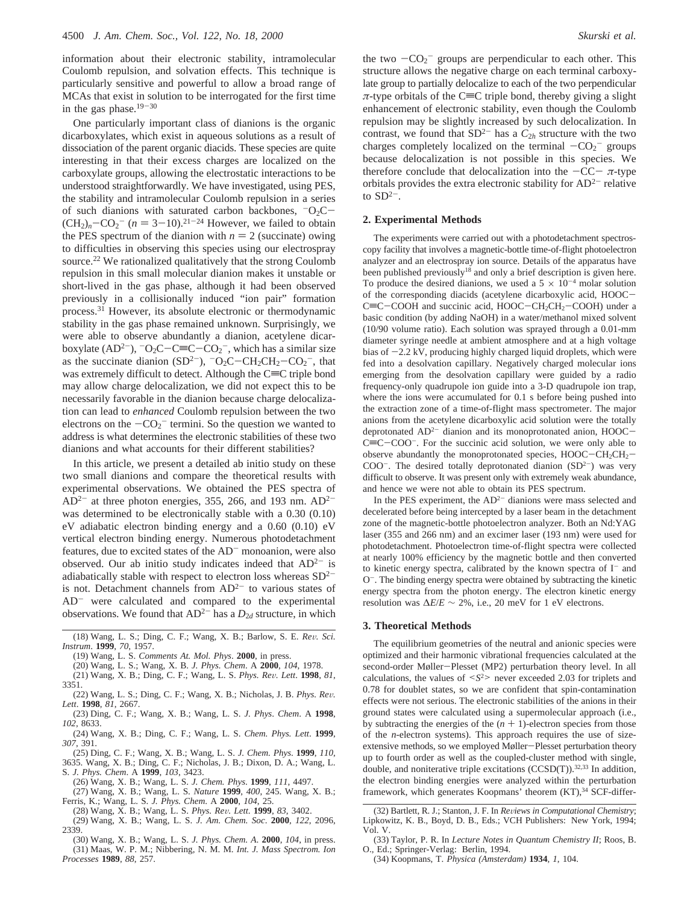information about their electronic stability, intramolecular Coulomb repulsion, and solvation effects. This technique is particularly sensitive and powerful to allow a broad range of MCAs that exist in solution to be interrogated for the first time in the gas phase.[19-30]

One particularly important class of dianions is the organic dicarboxylates, which exist in aqueous solutions as a result of dissociation of the parent organic diacids. These species are quite interesting in that their excess charges are localized on the carboxylate groups, allowing the electrostatic interactions to be understood straightforwardly. We have investigated, using PES, the stability and intramolecular Coulomb repulsion in a series of such dianions with saturated carbon backbones, $^{-}O_2C-(CH_2)_n-CO_2^{-}$ ($n = 3-10$).[21-24] However, we failed to obtain the PES spectrum of the dianion with $n = 2$ (succinate) owing to difficulties in observing this species using our electrospray source.[22] We rationalized qualitatively that the strong Coulomb repulsion in this small molecular dianion makes it unstable or short-lived in the gas phase, although it had been observed previously in a collisionally induced "ion pair" formation process.[31] However, its absolute electronic or thermodynamic stability in the gas phase remained unknown. Surprisingly, we were able to observe abundantly a dianion, acetylene dicarboxylate ($AD^{2-}$), $^{-}O_2C-C{\equiv}C-CO_2^{-}$, which has a similar size as the succinate dianion ($SD^{2-}$), $^{-}O_2C-CH_2CH_2-CO_2^{-}$, that was extremely difficult to detect. Although the C≡C triple bond may allow charge delocalization, we did not expect this to be necessarily favorable in the dianion because charge delocalization can lead to *enhanced* Coulomb repulsion between the two electrons on the $-CO_2^{-}$ termini. So the question we wanted to address is what determines the electronic stabilities of these two dianions and what accounts for their different stabilities?

In this article, we present a detailed ab initio study on these two small dianions and compare the theoretical results with experimental observations. We obtained the PES spectra of $AD^{2-}$ at three photon energies, 355, 266, and 193 nm. $AD^{2-}$ was determined to be electronically stable with a 0.30 (0.10) eV adiabatic electron binding energy and a 0.60 (0.10) eV vertical electron binding energy. Numerous photodetachment features, due to excited states of the $AD^{-}$ monoanion, were also observed. Our ab initio study indicates indeed that $AD^{2-}$ is adiabatically stable with respect to electron loss whereas $SD^{2-}$ is not. Detachment channels from $AD^{2-}$ to various states of $AD^{-}$ were calculated and compared to the experimental observations. We found that $AD^{2-}$ has a $D_{2d}$ structure, in which the two $-CO_2^{-}$ groups are perpendicular to each other. This structure allows the negative charge on each terminal carboxylate group to partially delocalize to each of the two perpendicular π-type orbitals of the C≡C triple bond, thereby giving a slight enhancement of electronic stability, even though the Coulomb repulsion may be slightly increased by such delocalization. In contrast, we found that $SD^{2-}$ has a $C_{2h}$ structure with the two charges completely localized on the terminal $-CO_2^{-}$ groups because delocalization is not possible in this species. We therefore conclude that delocalization into the $-CC-$ π-type orbitals provides the extra electronic stability for $AD^{2-}$ relative to $SD^{2-}$.

## 2. Experimental Methods

The experiments were carried out with a photodetachment spectroscopy facility that involves a magnetic-bottle time-of-flight photoelectron analyzer and an electrospray ion source. Details of the apparatus have been published previously[18] and only a brief description is given here. To produce the desired dianions, we used a $5 \times 10^{-4}$ molar solution of the corresponding diacids (acetylene dicarboxylic acid, HOOC−C≡C−COOH and succinic acid, $HOOC-CH_2CH_2-COOH$) under a basic condition (by adding NaOH) in a water/methanol mixed solvent (10/90 volume ratio). Each solution was sprayed through a 0.01-mm diameter syringe needle at ambient atmosphere and at a high voltage bias of −2.2 kV, producing highly charged liquid droplets, which were fed into a desolvation capillary. Negatively charged molecular ions emerging from the desolvation capillary were guided by a radio frequency-only quadrupole ion guide into a 3-D quadrupole ion trap, where the ions were accumulated for 0.1 s before being pushed into the extraction zone of a time-of-flight mass spectrometer. The major anions from the acetylene dicarboxylic acid solution were the totally deprotonated $AD^{2-}$ dianion and its monoprotonated anion, HOOC−C≡C−COO$^{-}$. For the succinic acid solution, we were only able to observe abundantly the monoprotonated species, $HOOC-CH_2CH_2-COO^{-}$. The desired totally deprotonated dianion ($SD^{2-}$) was very difficult to observe. It was present only with extremely weak abundance, and hence we were not able to obtain its PES spectrum.

In the PES experiment, the $AD^{2-}$ dianions were mass selected and decelerated before being intercepted by a laser beam in the detachment zone of the magnetic-bottle photoelectron analyzer. Both an Nd:YAG laser (355 and 266 nm) and an excimer laser (193 nm) were used for photodetachment. Photoelectron time-of-flight spectra were collected at nearly 100% efficiency by the magnetic bottle and then converted to kinetic energy spectra, calibrated by the known spectra of $I^{-}$ and $O^{-}$. The binding energy spectra were obtained by subtracting the kinetic energy spectra from the photon energy. The electron kinetic energy resolution was $\Delta E/E \sim 2\%$, i.e., 20 meV for 1 eV electrons.

## 3. Theoretical Methods

The equilibrium geometries of the neutral and anionic species were optimized and their harmonic vibrational frequencies calculated at the second-order Møller−Plesset (MP2) perturbation theory level. In all calculations, the values of $<S^2>$ never exceeded 2.03 for triplets and 0.78 for doublet states, so we are confident that spin-contamination effects were not serious. The electronic stabilities of the anions in their ground states were calculated using a supermolecular approach (i.e., by subtracting the energies of the $(n + 1)$-electron species from those of the $n$-electron systems). This approach requires the use of size-extensive methods, so we employed Møller−Plesset perturbation theory up to fourth order as well as the coupled-cluster method with single, double, and noniterative triple excitations (CCSD(T)).[32,33] In addition, the electron binding energies were analyzed within the perturbation framework, which generates Koopmans' theorem (KT),[34] SCF-differ-

(18) Wang, L. S.; Ding, C. F.; Wang, X. B.; Barlow, S. E. *Rev. Sci. Instrum.* **1999**, *70*, 1957.
(19) Wang, L. S. *Comments At. Mol. Phys.* **2000**, in press.
(20) Wang, L. S.; Wang, X. B. *J. Phys. Chem.* A **2000**, *104*, 1978.
(21) Wang, X. B.; Ding, C. F.; Wang, L. S. *Phys. Rev. Lett.* **1998**, *81*, 3351.
(22) Wang, L. S.; Ding, C. F.; Wang, X. B.; Nicholas, J. B. *Phys. Rev. Lett.* **1998**, *81*, 2667.
(23) Ding, C. F.; Wang, X. B.; Wang, L. S. *J. Phys. Chem.* A **1998**, *102*, 8633.
(24) Wang, X. B.; Ding, C. F.; Wang, L. S. *Chem. Phys. Lett.* **1999**, *307*, 391.
(25) Ding, C. F.; Wang, X. B.; Wang, L. S. *J. Chem. Phys.* **1999**, *110*, 3635. Wang, X. B.; Ding, C. F.; Nicholas, J. B.; Dixon, D. A.; Wang, L. S. *J. Phys. Chem.* A **1999**, *103*, 3423.
(26) Wang, X. B.; Wang, L. S. *J. Chem. Phys.* **1999**, *111*, 4497.
(27) Wang, X. B.; Wang, L. S. *Nature* **1999**, *400*, 245. Wang, X. B.; Ferris, K.; Wang, L. S. *J. Phys. Chem.* A **2000**, *104*, 25.
(28) Wang, X. B.; Wang, L. S. *Phys. Rev. Lett.* **1999**, *83*, 3402.
(29) Wang, X. B.; Wang, L. S. *J. Am. Chem. Soc.* **2000**, *122*, 2096, 2339.
(30) Wang, X. B.; Wang, L. S. *J. Phys. Chem. A.* **2000**, *104*, in press.
(31) Maas, W. P. M.; Nibbering, N. M. M. *Int. J. Mass Spectrom. Ion Processes* **1989**, *88*, 257.
(32) Bartlett, R. J.; Stanton, J. F. In *Reviews in Computational Chemistry*; Lipkowitz, K. B., Boyd, D. B., Eds.; VCH Publishers: New York, 1994; Vol. V.
(33) Taylor, P. R. In *Lecture Notes in Quantum Chemistry II*; Roos, B. O., Ed.; Springer-Verlag: Berlin, 1994.
(34) Koopmans, T. *Physica (Amsterdam)* **1934**, *1*, 104.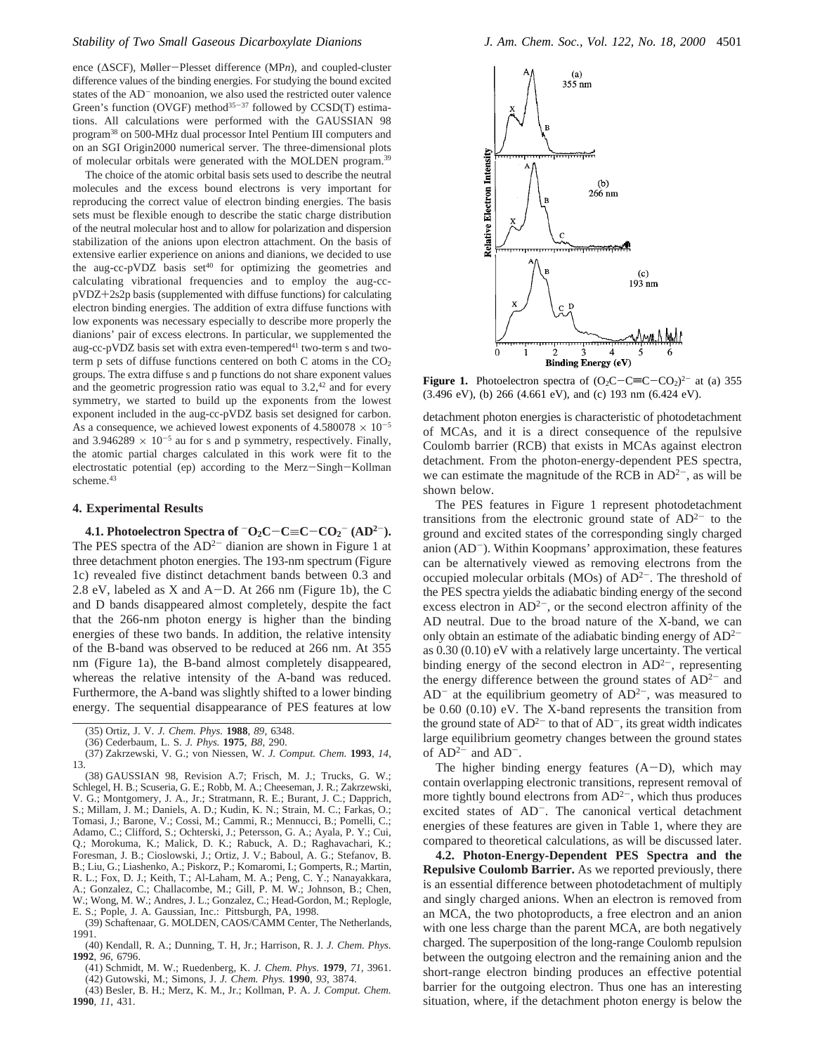ence (ΔSCF), Møller–Plesset difference (MP*n*), and coupled-cluster difference values of the binding energies. For studying the bound excited states of the $AD^-$ monoanion, we also used the restricted outer valence Green's function (OVGF) method[35–37] followed by CCSD(T) estimations. All calculations were performed with the GAUSSIAN 98 program[38] on 500-MHz dual processor Intel Pentium III computers and on an SGI Origin2000 numerical server. The three-dimensional plots of molecular orbitals were generated with the MOLDEN program.[39]

The choice of the atomic orbital basis sets used to describe the neutral molecules and the excess bound electrons is very important for reproducing the correct value of electron binding energies. The basis sets must be flexible enough to describe the static charge distribution of the neutral molecular host and to allow for polarization and dispersion stabilization of the anions upon electron attachment. On the basis of extensive earlier experience on anions and dianions, we decided to use the aug-cc-pVDZ basis set[40] for optimizing the geometries and calculating vibrational frequencies and to employ the aug-cc-pVDZ+2s2p basis (supplemented with diffuse functions) for calculating electron binding energies. The addition of extra diffuse functions with low exponents was necessary especially to describe more properly the dianions' pair of excess electrons. In particular, we supplemented the aug-cc-pVDZ basis set with extra even-tempered[41] two-term s and two-term p sets of diffuse functions centered on both C atoms in the $CO_2$ groups. The extra diffuse s and p functions do not share exponent values and the geometric progression ratio was equal to 3.2,[42] and for every symmetry, we started to build up the exponents from the lowest exponent included in the aug-cc-pVDZ basis set designed for carbon. As a consequence, we achieved lowest exponents of $4.580078 \times 10^{-5}$ and $3.946289 \times 10^{-5}$ au for s and p symmetry, respectively. Finally, the atomic partial charges calculated in this work were fit to the electrostatic potential (ep) according to the Merz–Singh–Kollman scheme.[43]

## 4. Experimental Results

**4.1. Photoelectron Spectra of $^-O_2C{-}C{\equiv}C{-}CO_2^-$ ($AD^{2-}$).** The PES spectra of the $AD^{2-}$ dianion are shown in Figure 1 at three detachment photon energies. The 193-nm spectrum (Figure 1c) revealed five distinct detachment bands between 0.3 and 2.8 eV, labeled as X and A–D. At 266 nm (Figure 1b), the C and D bands disappeared almost completely, despite the fact that the 266-nm photon energy is higher than the binding energies of these two bands. In addition, the relative intensity of the B-band was observed to be reduced at 266 nm. At 355 nm (Figure 1a), the B-band almost completely disappeared, whereas the relative intensity of the A-band was reduced. Furthermore, the A-band was slightly shifted to a lower binding energy. The sequential disappearance of PES features at low detachment photon energies is characteristic of photodetachment of MCAs, and it is a direct consequence of the repulsive Coulomb barrier (RCB) that exists in MCAs against electron detachment. From the photon-energy-dependent PES spectra, we can estimate the magnitude of the RCB in $AD^{2-}$, as will be shown below.

Relative Electron Intensity
(a) 355 nm
(b) 266 nm
(c) 193 nm
X A B C D
0 1 2 3 4 5 6
Binding Energy (eV)

**Figure 1.** Photoelectron spectra of $(O_2C{-}C{\equiv}C{-}CO_2)^{2-}$ at (a) 355 (3.496 eV), (b) 266 (4.661 eV), and (c) 193 nm (6.424 eV).

The PES features in Figure 1 represent photodetachment transitions from the electronic ground state of $AD^{2-}$ to the ground and excited states of the corresponding singly charged anion ($AD^-$). Within Koopmans' approximation, these features can be alternatively viewed as removing electrons from the occupied molecular orbitals (MOs) of $AD^{2-}$. The threshold of the PES spectra yields the adiabatic binding energy of the second excess electron in $AD^{2-}$, or the second electron affinity of the AD neutral. Due to the broad nature of the X-band, we can only obtain an estimate of the adiabatic binding energy of $AD^{2-}$ as 0.30 (0.10) eV with a relatively large uncertainty. The vertical binding energy of the second electron in $AD^{2-}$, representing the energy difference between the ground states of $AD^{2-}$ and $AD^-$ at the equilibrium geometry of $AD^{2-}$, was measured to be 0.60 (0.10) eV. The X-band represents the transition from the ground state of $AD^{2-}$ to that of $AD^-$, its great width indicates large equilibrium geometry changes between the ground states of $AD^{2-}$ and $AD^-$.

The higher binding energy features (A–D), which may contain overlapping electronic transitions, represent removal of more tightly bound electrons from $AD^{2-}$, which thus produces excited states of $AD^-$. The canonical vertical detachment energies of these features are given in Table 1, where they are compared to theoretical calculations, as will be discussed later.

**4.2. Photon-Energy-Dependent PES Spectra and the Repulsive Coulomb Barrier.** As we reported previously, there is an essential difference between photodetachment of multiply and singly charged anions. When an electron is removed from an MCA, the two photoproducts, a free electron and an anion with one less charge than the parent MCA, are both negatively charged. The superposition of the long-range Coulomb repulsion between the outgoing electron and the remaining anion and the short-range electron binding produces an effective potential barrier for the outgoing electron. Thus one has an interesting situation, where, if the detachment photon energy is below the

(35) Ortiz, J. V. *J. Chem. Phys.* **1988**, *89*, 6348.

(36) Cederbaum, L. S. *J. Phys.* **1975**, *B8*, 290.

(37) Zakrzewski, V. G.; von Niessen, W. *J. Comput. Chem.* **1993**, *14*, 13.

(38) GAUSSIAN 98, Revision A.7; Frisch, M. J.; Trucks, G. W.; Schlegel, H. B.; Scuseria, G. E.; Robb, M. A.; Cheeseman, J. R.; Zakrzewski, V. G.; Montgomery, J. A., Jr.; Stratmann, R. E.; Burant, J. C.; Dapprich, S.; Millam, J. M.; Daniels, A. D.; Kudin, K. N.; Strain, M. C.; Farkas, O.; Tomasi, J.; Barone, V.; Cossi, M.; Cammi, R.; Mennucci, B.; Pomelli, C.; Adamo, C.; Clifford, S.; Ochterski, J.; Petersson, G. A.; Ayala, P. Y.; Cui, Q.; Morokuma, K.; Malick, D. K.; Rabuck, A. D.; Raghavachari, K.; Foresman, J. B.; Cioslowski, J.; Ortiz, J. V.; Baboul, A. G.; Stefanov, B. B.; Liu, G.; Liashenko, A.; Piskorz, P.; Komaromi, I.; Gomperts, R.; Martin, R. L.; Fox, D. J.; Keith, T.; Al-Laham, M. A.; Peng, C. Y.; Nanayakkara, A.; Gonzalez, C.; Challacombe, M.; Gill, P. M. W.; Johnson, B.; Chen, W.; Wong, M. W.; Andres, J. L.; Gonzalez, C.; Head-Gordon, M.; Replogle, E. S.; Pople, J. A. Gaussian, Inc.: Pittsburgh, PA, 1998.

(39) Schaftenaar, G. MOLDEN, CAOS/CAMM Center, The Netherlands, 1991.

(40) Kendall, R. A.; Dunning, T. H, Jr.; Harrison, R. J. *J. Chem. Phys.* **1992**, *96*, 6796.

(41) Schmidt, M. W.; Ruedenberg, K. *J. Chem. Phys.* **1979**, *71*, 3961.

(42) Gutowski, M.; Simons, J. *J. Chem. Phys.* **1990**, *93*, 3874.

(43) Besler, B. H.; Merz, K. M., Jr.; Kollman, P. A. *J. Comput. Chem.* **1990**, *11*, 431.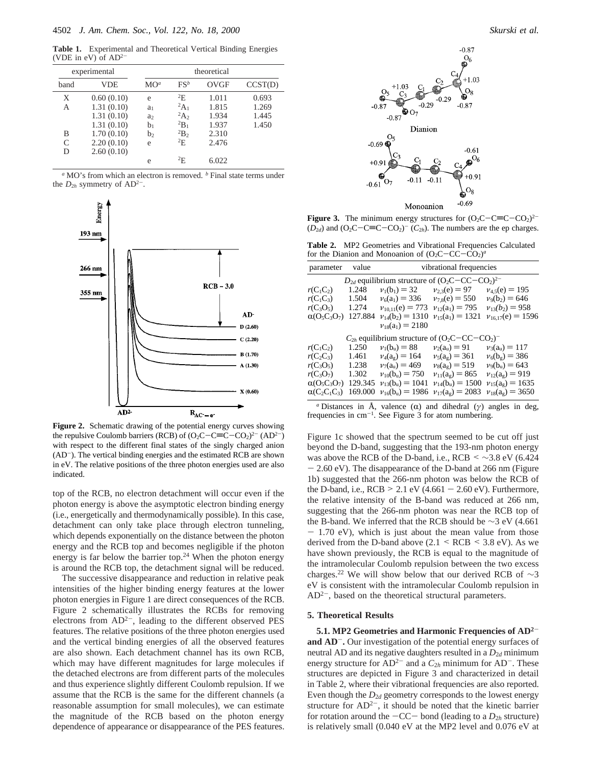**Table 1.** Experimental and Theoretical Vertical Binding Energies (VDE in eV) of $AD^{2-}$

| experimental | | theoretical | | | |
|---|---|---|---|---|---|
| band | VDE | MO[a] | FS[b] | OVGF | CCST(D) |
| X | 0.60 (0.10) | e | $^2E$ | 1.011 | 0.693 |
| A | 1.31 (0.10) | $a_1$ | $^2A_1$ | 1.815 | 1.269 |
| | 1.31 (0.10) | $a_2$ | $^2A_2$ | 1.934 | 1.445 |
| | 1.31 (0.10) | $b_1$ | $^2B_1$ | 1.937 | 1.450 |
| B | 1.70 (0.10) | $b_2$ | $^2B_2$ | 2.310 | |
| C | 2.20 (0.10) | e | $^2E$ | 2.476 | |
| D | 2.60 (0.10) | | | | |
| | | e | $^2E$ | 6.022 | |

[a] MO's from which an electron is removed. [b] Final state terms under the $D_{2h}$ symmetry of $AD^{2-}$.

**Figure 2.** Schematic drawing of the potential energy curves showing the repulsive Coulomb barriers (RCB) of $(O_2C{-}C{\equiv}C{-}CO_2)^{2-}$ ($AD^{2-}$) with respect to the different final states of the singly charged anion ($AD^-$). The vertical binding energies and the estimated RCB are shown in eV. The relative positions of the three photon energies used are also indicated.

top of the RCB, no electron detachment will occur even if the photon energy is above the asymptotic electron binding energy (i.e., energetically and thermodynamically possible). In this case, detachment can only take place through electron tunneling, which depends exponentially on the distance between the photon energy and the RCB top and becomes negligible if the photon energy is far below the barrier top.[24] When the photon energy is around the RCB top, the detachment signal will be reduced.

The successive disappearance and reduction in relative peak intensities of the higher binding energy features at the lower photon energies in Figure 1 are direct consequences of the RCB. Figure 2 schematically illustrates the RCBs for removing electrons from $AD^{2-}$, leading to the different observed PES features. The relative positions of the three photon energies used and the vertical binding energies of all the observed features are also shown. Each detachment channel has its own RCB, which may have different magnitudes for large molecules if the detached electrons are from different parts of the molecules and thus experience slightly different Coulomb repulsion. If we assume that the RCB is the same for the different channels (a reasonable assumption for small molecules), we can estimate the magnitude of the RCB based on the photon energy dependence of appearance or disappearance of the PES features.

**Figure 3.** The minimum energy structures for $(O_2C{-}C{\equiv}C{-}CO_2)^{2-}$ ($D_{2d}$) and $(O_2C{-}C{\equiv}C{-}CO_2)^-$ ($C_{2h}$). The numbers are the ep charges.

**Table 2.** MP2 Geometries and Vibrational Frequencies Calculated for the Dianion and Monoanion of $(O_2C{-}CC{-}CO_2)^a$

| parameter | value | vibrational frequencies | | |
|---|---|---|---|---|
| $D_{2d}$ equilibrium structure of $(O_2C{-}CC{-}CO_2)^{2-}$ | | | | |
| $r(C_1C_2)$ | 1.248 | $\nu_1(b_1) = 32$ | $\nu_{2,3}(e) = 97$ | $\nu_{4,5}(e) = 195$ |
| $r(C_1C_3)$ | 1.504 | $\nu_6(a_1) = 336$ | $\nu_{7,8}(e) = 550$ | $\nu_9(b_2) = 646$ |
| $r(C_3O_5)$ | 1.274 | $\nu_{10,11}(e) = 773$ | $\nu_{12}(a_1) = 795$ | $\nu_{13}(b_2) = 958$ |
| $\alpha(O_5C_3O_7)$ | 127.884 | $\nu_{14}(b_2) = 1310$ | $\nu_{15}(a_1) = 1321$ | $\nu_{16,17}(e) = 1596$ |
| | | $\nu_{18}(a_1) = 2180$ | | |
| $C_{2h}$ equilibrium structure of $(O_2C{-}CC{-}CO_2)^-$ | | | | |
| $r(C_1C_2)$ | 1.250 | $\nu_1(b_u) = 88$ | $\nu_2(a_u) = 91$ | $\nu_3(a_u) = 117$ |
| $r(C_2C_3)$ | 1.461 | $\nu_4(a_g) = 164$ | $\nu_5(a_g) = 361$ | $\nu_6(b_g) = 386$ |
| $r(C_3O_5)$ | 1.238 | $\nu_7(a_u) = 469$ | $\nu_8(a_g) = 519$ | $\nu_9(b_u) = 643$ |
| $r(C_3O_7)$ | 1.302 | $\nu_{10}(b_u) = 750$ | $\nu_{11}(a_g) = 865$ | $\nu_{12}(a_g) = 919$ |
| $\alpha(O_5C_3O_7)$ | 129.345 | $\nu_{13}(b_u) = 1041$ | $\nu_{14}(b_u) = 1500$ | $\nu_{15}(a_g) = 1635$ |
| $\alpha(C_2C_1C_3)$ | 169.000 | $\nu_{16}(b_u) = 1986$ | $\nu_{17}(a_g) = 2083$ | $\nu_{18}(a_g) = 3650$ |

[a] Distances in Å, valence ($\alpha$) and dihedral ($\gamma$) angles in deg, frequencies in $cm^{-1}$. See Figure 3 for atom numbering.

Figure 1c showed that the spectrum seemed to be cut off just beyond the D-band, suggesting that the 193-nm photon energy was above the RCB of the D-band, i.e., RCB < ~3.8 eV (6.424 − 2.60 eV). The disappearance of the D-band at 266 nm (Figure 1b) suggested that the 266-nm photon was below the RCB of the D-band, i.e., RCB > 2.1 eV (4.661 − 2.60 eV). Furthermore, the relative intensity of the B-band was reduced at 266 nm, suggesting that the 266-nm photon was near the RCB top of the B-band. We inferred that the RCB should be ~3 eV (4.661 − 1.70 eV), which is just about the mean value from those derived from the D-band above (2.1 < RCB < 3.8 eV). As we have shown previously, the RCB is equal to the magnitude of the intramolecular Coulomb repulsion between the two excess charges.[22] We will show below that our derived RCB of ~3 eV is consistent with the intramolecular Coulomb repulsion in $AD^{2-}$, based on the theoretical structural parameters.

## 5. Theoretical Results

**5.1. MP2 Geometries and Harmonic Frequencies of $AD^{2-}$ and $AD^-$.** Our investigation of the potential energy surfaces of neutral AD and its negative daughters resulted in a $D_{2d}$ minimum energy structure for $AD^{2-}$ and a $C_{2h}$ minimum for $AD^-$. These structures are depicted in Figure 3 and characterized in detail in Table 2, where their vibrational frequencies are also reported. Even though the $D_{2d}$ geometry corresponds to the lowest energy structure for $AD^{2-}$, it should be noted that the kinetic barrier for rotation around the −CC− bond (leading to a $D_{2h}$ structure) is relatively small (0.040 eV at the MP2 level and 0.076 eV at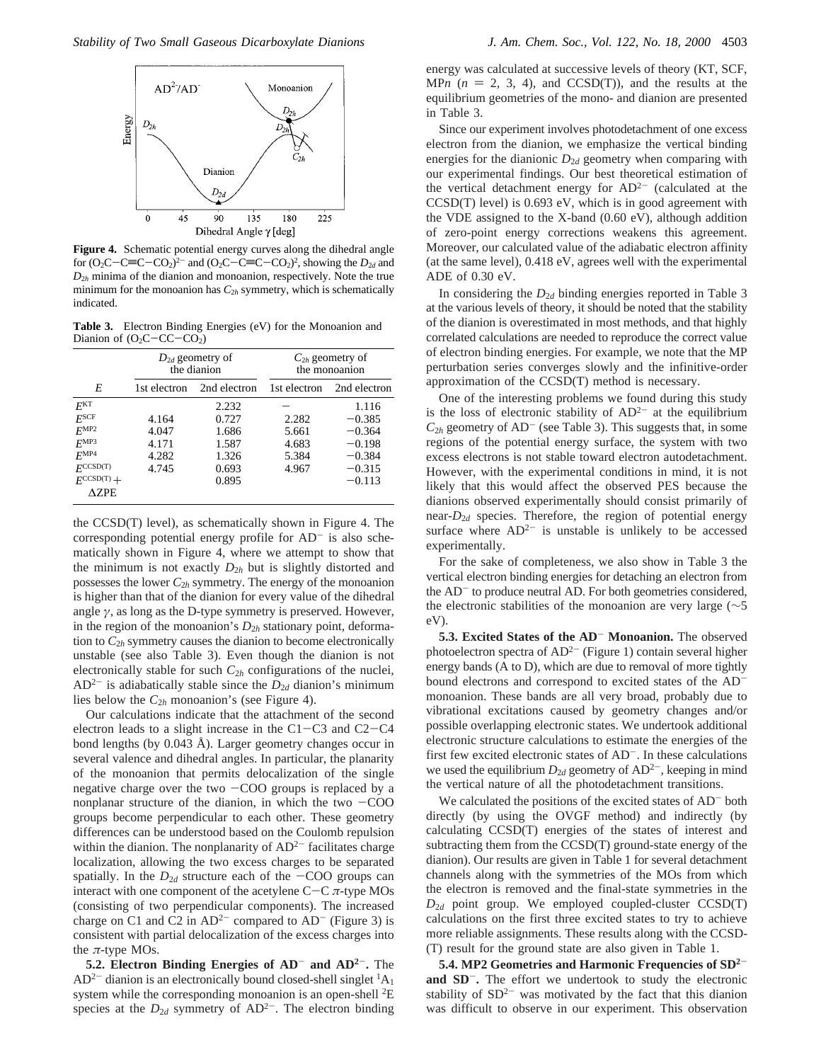**Figure 4.** Schematic potential energy curves along the dihedral angle for $(O_2C{-}C{\equiv}C{-}CO_2)^{2-}$ and $(O_2C{-}C{\equiv}C{-}CO_2)^{2}$, showing the $D_{2d}$ and $D_{2h}$ minima of the dianion and monoanion, respectively. Note the true minimum for the monoanion has $C_{2h}$ symmetry, which is schematically indicated.

**Table 3.** Electron Binding Energies (eV) for the Monoanion and Dianion of $(O_2C{-}CC{-}CO_2)$

| | $D_{2d}$ geometry of the dianion | | $C_{2h}$ geometry of the monoanion | |
|---|---|---|---|---|
| $E$ | 1st electron | 2nd electron | 1st electron | 2nd electron |
| $E^{KT}$ | | 2.232 | — | 1.116 |
| $E^{SCF}$ | 4.164 | 0.727 | 2.282 | −0.385 |
| $E^{MP2}$ | 4.047 | 1.686 | 5.661 | −0.364 |
| $E^{MP3}$ | 4.171 | 1.587 | 4.683 | −0.198 |
| $E^{MP4}$ | 4.282 | 1.326 | 5.384 | −0.384 |
| $E^{CCSD(T)}$ | 4.745 | 0.693 | 4.967 | −0.315 |
| $E^{CCSD(T)} + \Delta ZPE$ | | 0.895 | | −0.113 |

the CCSD(T) level), as schematically shown in Figure 4. The corresponding potential energy profile for $AD^-$ is also schematically shown in Figure 4, where we attempt to show that the minimum is not exactly $D_{2h}$ but is slightly distorted and possesses the lower $C_{2h}$ symmetry. The energy of the monoanion is higher than that of the dianion for every value of the dihedral angle $\gamma$, as long as the D-type symmetry is preserved. However, in the region of the monoanion's $D_{2h}$ stationary point, deformation to $C_{2h}$ symmetry causes the dianion to become electronically unstable (see also Table 3). Even though the dianion is not electronically stable for such $C_{2h}$ configurations of the nuclei, $AD^{2-}$ is adiabatically stable since the $D_{2d}$ dianion's minimum lies below the $C_{2h}$ monoanion's (see Figure 4).

Our calculations indicate that the attachment of the second electron leads to a slight increase in the C1−C3 and C2−C4 bond lengths (by 0.043 Å). Larger geometry changes occur in several valence and dihedral angles. In particular, the planarity of the monoanion that permits delocalization of the single negative charge over the two −COO groups is replaced by a nonplanar structure of the dianion, in which the two −COO groups become perpendicular to each other. These geometry differences can be understood based on the Coulomb repulsion within the dianion. The nonplanarity of $AD^{2-}$ facilitates charge localization, allowing the two excess charges to be separated spatially. In the $D_{2d}$ structure each of the −COO groups can interact with one component of the acetylene C−C $\pi$-type MOs (consisting of two perpendicular components). The increased charge on C1 and C2 in $AD^{2-}$ compared to $AD^-$ (Figure 3) is consistent with partial delocalization of the excess charges into the $\pi$-type MOs.

**5.2. Electron Binding Energies of $AD^-$ and $AD^{2-}$.** The $AD^{2-}$ dianion is an electronically bound closed-shell singlet $^1A_1$ system while the corresponding monoanion is an open-shell $^2E$ species at the $D_{2d}$ symmetry of $AD^{2-}$. The electron binding energy was calculated at successive levels of theory (KT, SCF, MP$n$ ($n$ = 2, 3, 4), and CCSD(T)), and the results at the equilibrium geometries of the mono- and dianion are presented in Table 3.

Since our experiment involves photodetachment of one excess electron from the dianion, we emphasize the vertical binding energies for the dianionic $D_{2d}$ geometry when comparing with our experimental findings. Our best theoretical estimation of the vertical detachment energy for $AD^{2-}$ (calculated at the CCSD(T) level) is 0.693 eV, which is in good agreement with the VDE assigned to the X-band (0.60 eV), although addition of zero-point energy corrections weakens this agreement. Moreover, our calculated value of the adiabatic electron affinity (at the same level), 0.418 eV, agrees well with the experimental ADE of 0.30 eV.

In considering the $D_{2d}$ binding energies reported in Table 3 at the various levels of theory, it should be noted that the stability of the dianion is overestimated in most methods, and that highly correlated calculations are needed to reproduce the correct value of electron binding energies. For example, we note that the MP perturbation series converges slowly and the infinitive-order approximation of the CCSD(T) method is necessary.

One of the interesting problems we found during this study is the loss of electronic stability of $AD^{2-}$ at the equilibrium $C_{2h}$ geometry of $AD^-$ (see Table 3). This suggests that, in some regions of the potential energy surface, the system with two excess electrons is not stable toward electron autodetachment. However, with the experimental conditions in mind, it is not likely that this would affect the observed PES because the dianions observed experimentally should consist primarily of near-$D_{2d}$ species. Therefore, the region of potential energy surface where $AD^{2-}$ is unstable is unlikely to be accessed experimentally.

For the sake of completeness, we also show in Table 3 the vertical electron binding energies for detaching an electron from the $AD^-$ to produce neutral AD. For both geometries considered, the electronic stabilities of the monoanion are very large (~5 eV).

**5.3. Excited States of the $AD^-$ Monoanion.** The observed photoelectron spectra of $AD^{2-}$ (Figure 1) contain several higher energy bands (A to D), which are due to removal of more tightly bound electrons and correspond to excited states of the $AD^-$ monoanion. These bands are all very broad, probably due to vibrational excitations caused by geometry changes and/or possible overlapping electronic states. We undertook additional electronic structure calculations to estimate the energies of the first few excited electronic states of $AD^-$. In these calculations we used the equilibrium $D_{2d}$ geometry of $AD^{2-}$, keeping in mind the vertical nature of all the photodetachment transitions.

We calculated the positions of the excited states of $AD^-$ both directly (by using the OVGF method) and indirectly (by calculating CCSD(T) energies of the states of interest and subtracting them from the CCSD(T) ground-state energy of the dianion). Our results are given in Table 1 for several detachment channels along with the symmetries of the MOs from which the electron is removed and the final-state symmetries in the $D_{2d}$ point group. We employed coupled-cluster CCSD(T) calculations on the first three excited states to try to achieve more reliable assignments. These results along with the CCSD(T) result for the ground state are also given in Table 1.

**5.4. MP2 Geometries and Harmonic Frequencies of $SD^{2-}$ and $SD^-$.** The effort we undertook to study the electronic stability of $SD^{2-}$ was motivated by the fact that this dianion was difficult to observe in our experiment. This observation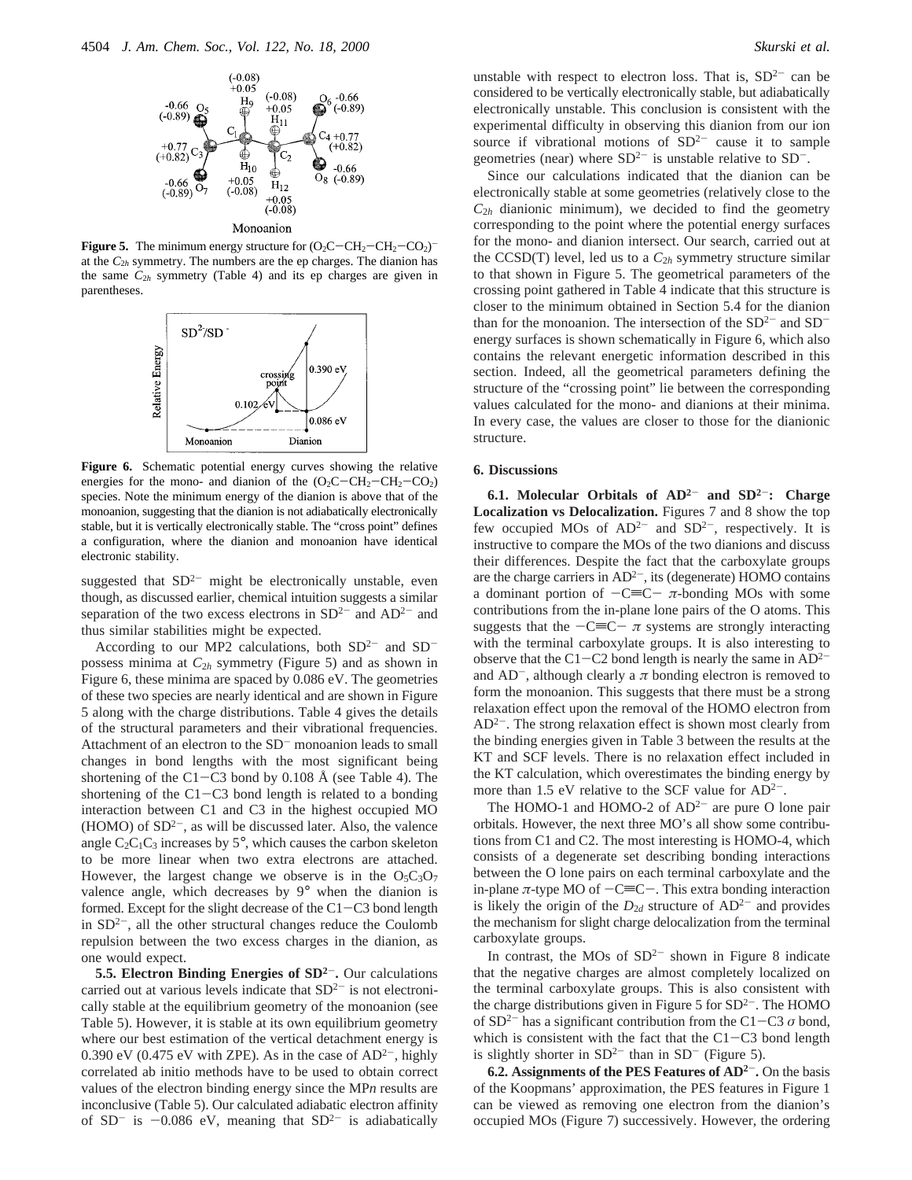**Figure 5.** The minimum energy structure for $(O_2C-CH_2-CH_2-CO_2)^-$ at the $C_{2h}$ symmetry. The numbers are the ep charges. The dianion has the same $C_{2h}$ symmetry (Table 4) and its ep charges are given in parentheses.

**Figure 6.** Schematic potential energy curves showing the relative energies for the mono- and dianion of the $(O_2C-CH_2-CH_2-CO_2)$ species. Note the minimum energy of the dianion is above that of the monoanion, suggesting that the dianion is not adiabatically electronically stable, but it is vertically electronically stable. The "cross point" defines a configuration, where the dianion and monoanion have identical electronic stability.

suggested that $SD^{2-}$ might be electronically unstable, even though, as discussed earlier, chemical intuition suggests a similar separation of the two excess electrons in $SD^{2-}$ and $AD^{2-}$ and thus similar stabilities might be expected.

According to our MP2 calculations, both $SD^{2-}$ and $SD^-$ possess minima at $C_{2h}$ symmetry (Figure 5) and as shown in Figure 6, these minima are spaced by 0.086 eV. The geometries of these two species are nearly identical and are shown in Figure 5 along with the charge distributions. Table 4 gives the details of the structural parameters and their vibrational frequencies. Attachment of an electron to the $SD^-$ monoanion leads to small changes in bond lengths with the most significant being shortening of the C1−C3 bond by 0.108 Å (see Table 4). The shortening of the C1−C3 bond length is related to a bonding interaction between C1 and C3 in the highest occupied MO (HOMO) of $SD^{2-}$, as will be discussed later. Also, the valence angle $C_2C_1C_3$ increases by 5°, which causes the carbon skeleton to be more linear when two extra electrons are attached. However, the largest change we observe is in the $O_5C_3O_7$ valence angle, which decreases by 9° when the dianion is formed. Except for the slight decrease of the C1−C3 bond length in $SD^{2-}$, all the other structural changes reduce the Coulomb repulsion between the two excess charges in the dianion, as one would expect.

**5.5. Electron Binding Energies of $SD^{2-}$.** Our calculations carried out at various levels indicate that $SD^{2-}$ is not electronically stable at the equilibrium geometry of the monoanion (see Table 5). However, it is stable at its own equilibrium geometry where our best estimation of the vertical detachment energy is 0.390 eV (0.475 eV with ZPE). As in the case of $AD^{2-}$, highly correlated ab initio methods have to be used to obtain correct values of the electron binding energy since the MP*n* results are inconclusive (Table 5). Our calculated adiabatic electron affinity of $SD^-$ is −0.086 eV, meaning that $SD^{2-}$ is adiabatically unstable with respect to electron loss. That is, $SD^{2-}$ can be considered to be vertically electronically stable, but adiabatically electronically unstable. This conclusion is consistent with the experimental difficulty in observing this dianion from our ion source if vibrational motions of $SD^{2-}$ cause it to sample geometries (near) where $SD^{2-}$ is unstable relative to $SD^-$.

Since our calculations indicated that the dianion can be electronically stable at some geometries (relatively close to the $C_{2h}$ dianionic minimum), we decided to find the geometry corresponding to the point where the potential energy surfaces for the mono- and dianion intersect. Our search, carried out at the CCSD(T) level, led us to a $C_{2h}$ symmetry structure similar to that shown in Figure 5. The geometrical parameters of the crossing point gathered in Table 4 indicate that this structure is closer to the minimum obtained in Section 5.4 for the dianion than for the monoanion. The intersection of the $SD^{2-}$ and $SD^-$ energy surfaces is shown schematically in Figure 6, which also contains the relevant energetic information described in this section. Indeed, all the geometrical parameters defining the structure of the "crossing point" lie between the corresponding values calculated for the mono- and dianions at their minima. In every case, the values are closer to those for the dianionic structure.

## 6. Discussions

**6.1. Molecular Orbitals of $AD^{2-}$ and $SD^{2-}$: Charge Localization vs Delocalization.** Figures 7 and 8 show the top few occupied MOs of $AD^{2-}$ and $SD^{2-}$, respectively. It is instructive to compare the MOs of the two dianions and discuss their differences. Despite the fact that the carboxylate groups are the charge carriers in $AD^{2-}$, its (degenerate) HOMO contains a dominant portion of −C≡C− π-bonding MOs with some contributions from the in-plane lone pairs of the O atoms. This suggests that the −C≡C− π systems are strongly interacting with the terminal carboxylate groups. It is also interesting to observe that the C1−C2 bond length is nearly the same in $AD^{2-}$ and $AD^-$, although clearly a π bonding electron is removed to form the monoanion. This suggests that there must be a strong relaxation effect upon the removal of the HOMO electron from $AD^{2-}$. The strong relaxation effect is shown most clearly from the binding energies given in Table 3 between the results at the KT and SCF levels. There is no relaxation effect included in the KT calculation, which overestimates the binding energy by more than 1.5 eV relative to the SCF value for $AD^{2-}$.

The HOMO-1 and HOMO-2 of $AD^{2-}$ are pure O lone pair orbitals. However, the next three MO's all show some contributions from C1 and C2. The most interesting is HOMO-4, which consists of a degenerate set describing bonding interactions between the O lone pairs on each terminal carboxylate and the in-plane π-type MO of −C≡C−. This extra bonding interaction is likely the origin of the $D_{2d}$ structure of $AD^{2-}$ and provides the mechanism for slight charge delocalization from the terminal carboxylate groups.

In contrast, the MOs of $SD^{2-}$ shown in Figure 8 indicate that the negative charges are almost completely localized on the terminal carboxylate groups. This is also consistent with the charge distributions given in Figure 5 for $SD^{2-}$. The HOMO of $SD^{2-}$ has a significant contribution from the C1−C3 σ bond, which is consistent with the fact that the C1−C3 bond length is slightly shorter in $SD^{2-}$ than in $SD^-$ (Figure 5).

**6.2. Assignments of the PES Features of $AD^{2-}$.** On the basis of the Koopmans' approximation, the PES features in Figure 1 can be viewed as removing one electron from the dianion's occupied MOs (Figure 7) successively. However, the ordering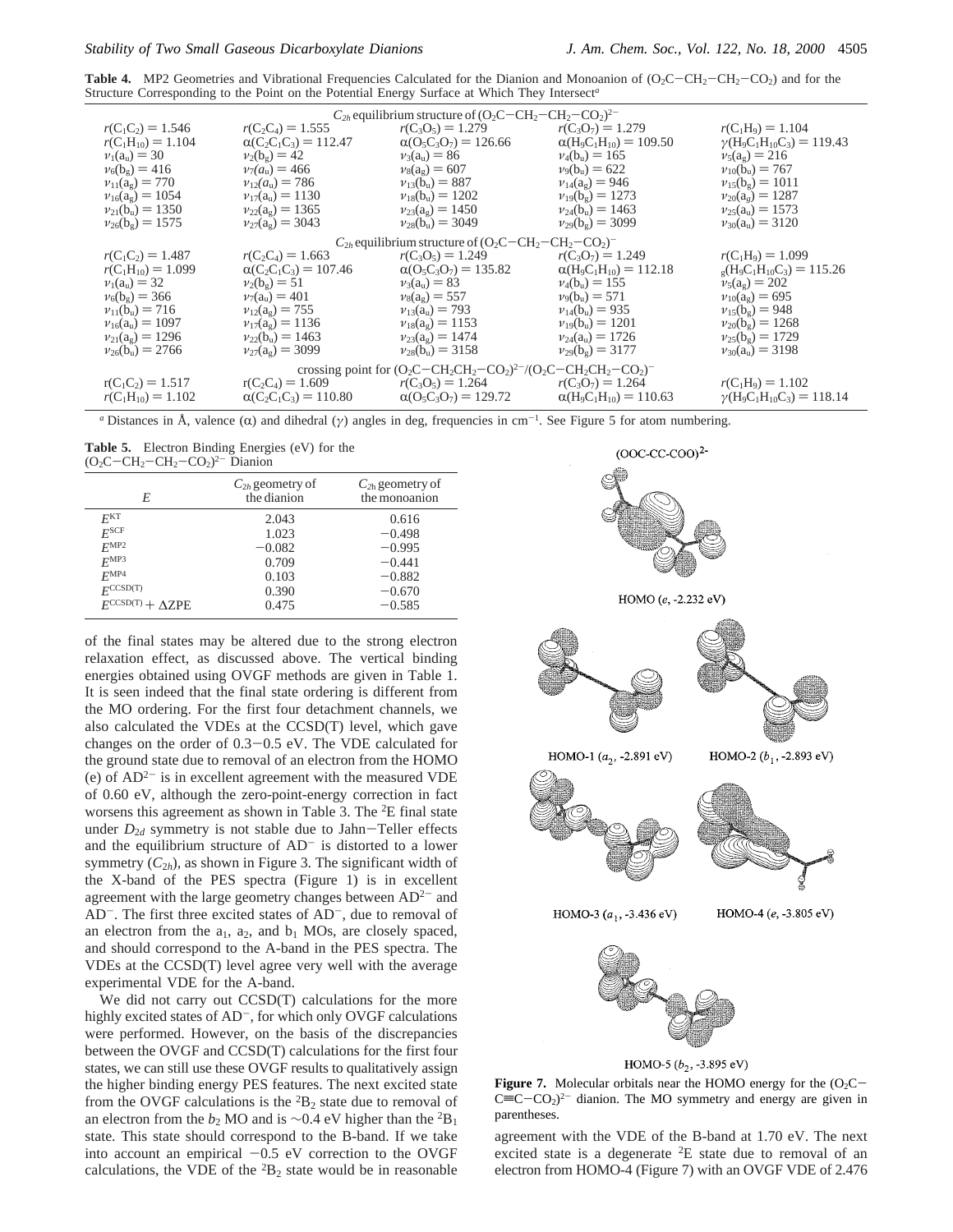**Table 4.** MP2 Geometries and Vibrational Frequencies Calculated for the Dianion and Monoanion of ($O_2C-CH_2-CH_2-CO_2$) and for the Structure Corresponding to the Point on the Potential Energy Surface at Which They Intersect[a]

| | | | | |
|---|---|---|---|---|
| $C_{2h}$ equilibrium structure of $(O_2C-CH_2-CH_2-CO_2)^{2-}$ | | | | |
| $r(C_1C_2) = 1.546$ | $r(C_2C_4) = 1.555$ | $r(C_3O_5) = 1.279$ | $r(C_3O_7) = 1.279$ | $r(C_1H_9) = 1.104$ |
| $r(C_1H_{10}) = 1.104$ | $\alpha(C_2C_1C_3) = 112.47$ | $\alpha(O_5C_3O_7) = 126.66$ | $\alpha(H_9C_1H_{10}) = 109.50$ | $\gamma(H_9C_1H_{10}C_3) = 119.43$ |
| $\nu_1(a_u) = 30$ | $\nu_2(b_g) = 42$ | $\nu_3(a_u) = 86$ | $\nu_4(b_u) = 165$ | $\nu_5(a_g) = 216$ |
| $\nu_6(b_g) = 416$ | $\nu_7(a_u) = 466$ | $\nu_8(a_g) = 607$ | $\nu_9(b_u) = 622$ | $\nu_{10}(b_u) = 767$ |
| $\nu_{11}(a_g) = 770$ | $\nu_{12}(a_u) = 786$ | $\nu_{13}(b_u) = 887$ | $\nu_{14}(a_g) = 946$ | $\nu_{15}(b_g) = 1011$ |
| $\nu_{16}(a_g) = 1054$ | $\nu_{17}(a_u) = 1130$ | $\nu_{18}(b_u) = 1202$ | $\nu_{19}(b_g) = 1273$ | $\nu_{20}(a_g) = 1287$ |
| $\nu_{21}(b_u) = 1350$ | $\nu_{22}(a_g) = 1365$ | $\nu_{23}(a_g) = 1450$ | $\nu_{24}(b_u) = 1463$ | $\nu_{25}(a_u) = 1573$ |
| $\nu_{26}(b_g) = 1575$ | $\nu_{27}(a_g) = 3043$ | $\nu_{28}(b_u) = 3049$ | $\nu_{29}(b_g) = 3099$ | $\nu_{30}(a_u) = 3120$ |
| $C_{2h}$ equilibrium structure of $(O_2C-CH_2-CH_2-CO_2)^{-}$ | | | | |
| $r(C_1C_2) = 1.487$ | $r(C_2C_4) = 1.663$ | $r(C_3O_5) = 1.249$ | $r(C_3O_7) = 1.249$ | $r(C_1H_9) = 1.099$ |
| $r(C_1H_{10}) = 1.099$ | $\alpha(C_2C_1C_3) = 107.46$ | $\alpha(O_5C_3O_7) = 135.82$ | $\alpha(H_9C_1H_{10}) = 112.18$ | $_g(H_9C_1H_{10}C_3) = 115.26$ |
| $\nu_1(a_u) = 32$ | $\nu_2(b_g) = 51$ | $\nu_3(a_u) = 83$ | $\nu_4(b_u) = 155$ | $\nu_5(a_g) = 202$ |
| $\nu_6(b_g) = 366$ | $\nu_7(a_u) = 401$ | $\nu_8(a_g) = 557$ | $\nu_9(b_u) = 571$ | $\nu_{10}(a_g) = 695$ |
| $\nu_{11}(b_u) = 716$ | $\nu_{12}(a_g) = 755$ | $\nu_{13}(a_u) = 793$ | $\nu_{14}(b_u) = 935$ | $\nu_{15}(b_g) = 948$ |
| $\nu_{16}(a_u) = 1097$ | $\nu_{17}(a_g) = 1136$ | $\nu_{18}(a_g) = 1153$ | $\nu_{19}(b_u) = 1201$ | $\nu_{20}(b_g) = 1268$ |
| $\nu_{21}(a_g) = 1296$ | $\nu_{22}(b_u) = 1463$ | $\nu_{23}(a_g) = 1474$ | $\nu_{24}(a_u) = 1726$ | $\nu_{25}(b_g) = 1729$ |
| $\nu_{26}(b_u) = 2766$ | $\nu_{27}(a_g) = 3099$ | $\nu_{28}(b_u) = 3158$ | $\nu_{29}(b_g) = 3177$ | $\nu_{30}(a_u) = 3198$ |
| crossing point for $(O_2C-CH_2CH_2-CO_2)^{2-}/(O_2C-CH_2CH_2-CO_2)^{-}$ | | | | |
| $r(C_1C_2) = 1.517$ | $r(C_2C_4) = 1.609$ | $r(C_3O_5) = 1.264$ | $r(C_3O_7) = 1.264$ | $r(C_1H_9) = 1.102$ |
| $r(C_1H_{10}) = 1.102$ | $\alpha(C_2C_1C_3) = 110.80$ | $\alpha(O_5C_3O_7) = 129.72$ | $\alpha(H_9C_1H_{10}) = 110.63$ | $\gamma(H_9C_1H_{10}C_3) = 118.14$ |

[a] Distances in Å, valence (α) and dihedral (γ) angles in deg, frequencies in $cm^{-1}$. See Figure 5 for atom numbering.

**Table 5.** Electron Binding Energies (eV) for the $(O_2C-CH_2-CH_2-CO_2)^{2-}$ Dianion

| $E$ | $C_{2h}$ geometry of the dianion | $C_{2h}$ geometry of the monoanion |
|---|---|---|
| $E^{KT}$ | 2.043 | 0.616 |
| $E^{SCF}$ | 1.023 | −0.498 |
| $E^{MP2}$ | −0.082 | −0.995 |
| $E^{MP3}$ | 0.709 | −0.441 |
| $E^{MP4}$ | 0.103 | −0.882 |
| $E^{CCSD(T)}$ | 0.390 | −0.670 |
| $E^{CCSD(T)} + \Delta ZPE$ | 0.475 | −0.585 |

of the final states may be altered due to the strong electron relaxation effect, as discussed above. The vertical binding energies obtained using OVGF methods are given in Table 1. It is seen indeed that the final state ordering is different from the MO ordering. For the first four detachment channels, we also calculated the VDEs at the CCSD(T) level, which gave changes on the order of 0.3−0.5 eV. The VDE calculated for the ground state due to removal of an electron from the HOMO (e) of $AD^{2-}$ is in excellent agreement with the measured VDE of 0.60 eV, although the zero-point-energy correction in fact worsens this agreement as shown in Table 3. The $^2E$ final state under $D_{2d}$ symmetry is not stable due to Jahn−Teller effects and the equilibrium structure of $AD^-$ is distorted to a lower symmetry ($C_{2h}$), as shown in Figure 3. The significant width of the X-band of the PES spectra (Figure 1) is in excellent agreement with the large geometry changes between $AD^{2-}$ and $AD^-$. The first three excited states of $AD^-$, due to removal of an electron from the $a_1$, $a_2$, and $b_1$ MOs, are closely spaced, and should correspond to the A-band in the PES spectra. The VDEs at the CCSD(T) level agree very well with the average experimental VDE for the A-band.

We did not carry out CCSD(T) calculations for the more highly excited states of $AD^-$, for which only OVGF calculations were performed. However, on the basis of the discrepancies between the OVGF and CCSD(T) calculations for the first four states, we can still use these OVGF results to qualitatively assign the higher binding energy PES features. The next excited state from the OVGF calculations is the $^2B_2$ state due to removal of an electron from the $b_2$ MO and is ∼0.4 eV higher than the $^2B_1$ state. This state should correspond to the B-band. If we take into account an empirical −0.5 eV correction to the OVGF calculations, the VDE of the $^2B_2$ state would be in reasonable agreement with the VDE of the B-band at 1.70 eV. The next excited state is a degenerate $^2E$ state due to removal of an electron from HOMO-4 (Figure 7) with an OVGF VDE of 2.476

$(OOC\text{-}CC\text{-}COO)^{2-}$

HOMO ($e$, -2.232 eV)

HOMO-1 ($a_2$, -2.891 eV) HOMO-2 ($b_1$, -2.893 eV)

HOMO-3 ($a_1$, -3.436 eV) HOMO-4 ($e$, -3.805 eV)

HOMO-5 ($b_2$, -3.895 eV)

**Figure 7.** Molecular orbitals near the HOMO energy for the $(O_2C-C{\equiv}C-CO_2)^{2-}$ dianion. The MO symmetry and energy are given in parentheses.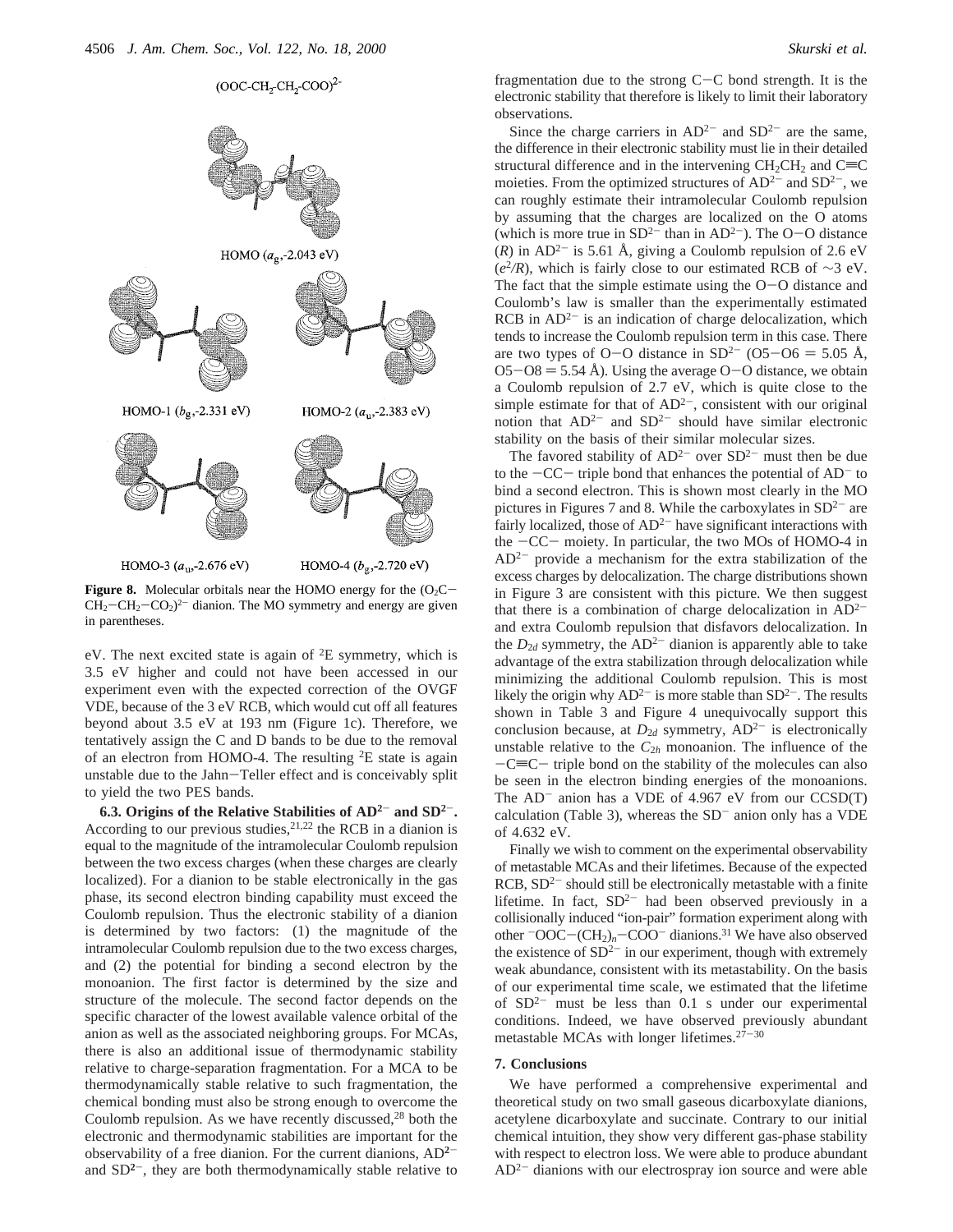$(OOC\text{-}CH_2\text{-}CH_2\text{-}COO)^{2-}$

HOMO ($a_g$,-2.043 eV)

HOMO-1 ($b_g$,-2.331 eV)

HOMO-2 ($a_u$,-2.383 eV)

HOMO-3 ($a_u$,-2.676 eV)

HOMO-4 ($b_g$,-2.720 eV)

**Figure 8.** Molecular orbitals near the HOMO energy for the $(O_2C-CH_2-CH_2-CO_2)^{2-}$ dianion. The MO symmetry and energy are given in parentheses.

eV. The next excited state is again of $^2E$ symmetry, which is 3.5 eV higher and could not have been accessed in our experiment even with the expected correction of the OVGF VDE, because of the 3 eV RCB, which would cut off all features beyond about 3.5 eV at 193 nm (Figure 1c). Therefore, we tentatively assign the C and D bands to be due to the removal of an electron from HOMO-4. The resulting $^2E$ state is again unstable due to the Jahn−Teller effect and is conceivably split to yield the two PES bands.

**6.3. Origins of the Relative Stabilities of AD$^{2-}$ and SD$^{2-}$.** According to our previous studies,[21,22] the RCB in a dianion is equal to the magnitude of the intramolecular Coulomb repulsion between the two excess charges (when these charges are clearly localized). For a dianion to be stable electronically in the gas phase, its second electron binding capability must exceed the Coulomb repulsion. Thus the electronic stability of a dianion is determined by two factors: (1) the magnitude of the intramolecular Coulomb repulsion due to the two excess charges, and (2) the potential for binding a second electron by the monoanion. The first factor is determined by the size and structure of the molecule. The second factor depends on the specific character of the lowest available valence orbital of the anion as well as the associated neighboring groups. For MCAs, there is also an additional issue of thermodynamic stability relative to charge-separation fragmentation. For a MCA to be thermodynamically stable relative to such fragmentation, the chemical bonding must also be strong enough to overcome the Coulomb repulsion. As we have recently discussed,[28] both the electronic and thermodynamic stabilities are important for the observability of a free dianion. For the current dianions, AD$^{2-}$ and SD$^{2-}$, they are both thermodynamically stable relative to fragmentation due to the strong C−C bond strength. It is the electronic stability that therefore is likely to limit their laboratory observations.

Since the charge carriers in AD$^{2-}$ and SD$^{2-}$ are the same, the difference in their electronic stability must lie in their detailed structural difference and in the intervening $CH_2CH_2$ and C≡C moieties. From the optimized structures of AD$^{2-}$ and SD$^{2-}$, we can roughly estimate their intramolecular Coulomb repulsion by assuming that the charges are localized on the O atoms (which is more true in SD$^{2-}$ than in AD$^{2-}$). The O−O distance ($R$) in AD$^{2-}$ is 5.61 Å, giving a Coulomb repulsion of 2.6 eV ($e^2/R$), which is fairly close to our estimated RCB of ∼3 eV. The fact that the simple estimate using the O−O distance and Coulomb's law is smaller than the experimentally estimated RCB in AD$^{2-}$ is an indication of charge delocalization, which tends to increase the Coulomb repulsion term in this case. There are two types of O−O distance in SD$^{2-}$ (O5−O6 = 5.05 Å, O5−O8 = 5.54 Å). Using the average O−O distance, we obtain a Coulomb repulsion of 2.7 eV, which is quite close to the simple estimate for that of AD$^{2-}$, consistent with our original notion that AD$^{2-}$ and SD$^{2-}$ should have similar electronic stability on the basis of their similar molecular sizes.

The favored stability of AD$^{2-}$ over SD$^{2-}$ must then be due to the −CC− triple bond that enhances the potential of AD$^-$ to bind a second electron. This is shown most clearly in the MO pictures in Figures 7 and 8. While the carboxylates in SD$^{2-}$ are fairly localized, those of AD$^{2-}$ have significant interactions with the −CC− moiety. In particular, the two MOs of HOMO-4 in AD$^{2-}$ provide a mechanism for the extra stabilization of the excess charges by delocalization. The charge distributions shown in Figure 3 are consistent with this picture. We then suggest that there is a combination of charge delocalization in AD$^{2-}$ and extra Coulomb repulsion that disfavors delocalization. In the $D_{2d}$ symmetry, the AD$^{2-}$ dianion is apparently able to take advantage of the extra stabilization through delocalization while minimizing the additional Coulomb repulsion. This is most likely the origin why AD$^{2-}$ is more stable than SD$^{2-}$. The results shown in Table 3 and Figure 4 unequivocally support this conclusion because, at $D_{2d}$ symmetry, AD$^{2-}$ is electronically unstable relative to the $C_{2h}$ monoanion. The influence of the −C≡C− triple bond on the stability of the molecules can also be seen in the electron binding energies of the monoanions. The AD$^-$ anion has a VDE of 4.967 eV from our CCSD(T) calculation (Table 3), whereas the SD$^-$ anion only has a VDE of 4.632 eV.

Finally we wish to comment on the experimental observability of metastable MCAs and their lifetimes. Because of the expected RCB, SD$^{2-}$ should still be electronically metastable with a finite lifetime. In fact, SD$^{2-}$ had been observed previously in a collisionally induced "ion-pair" formation experiment along with other $^-$OOC−(CH$_2$)$_n$−COO$^-$ dianions.[31] We have also observed the existence of SD$^{2-}$ in our experiment, though with extremely weak abundance, consistent with its metastability. On the basis of our experimental time scale, we estimated that the lifetime of SD$^{2-}$ must be less than 0.1 s under our experimental conditions. Indeed, we have observed previously abundant metastable MCAs with longer lifetimes.[27−30]

## 7. Conclusions

We have performed a comprehensive experimental and theoretical study on two small gaseous dicarboxylate dianions, acetylene dicarboxylate and succinate. Contrary to our initial chemical intuition, they show very different gas-phase stability with respect to electron loss. We were able to produce abundant AD$^{2-}$ dianions with our electrospray ion source and were able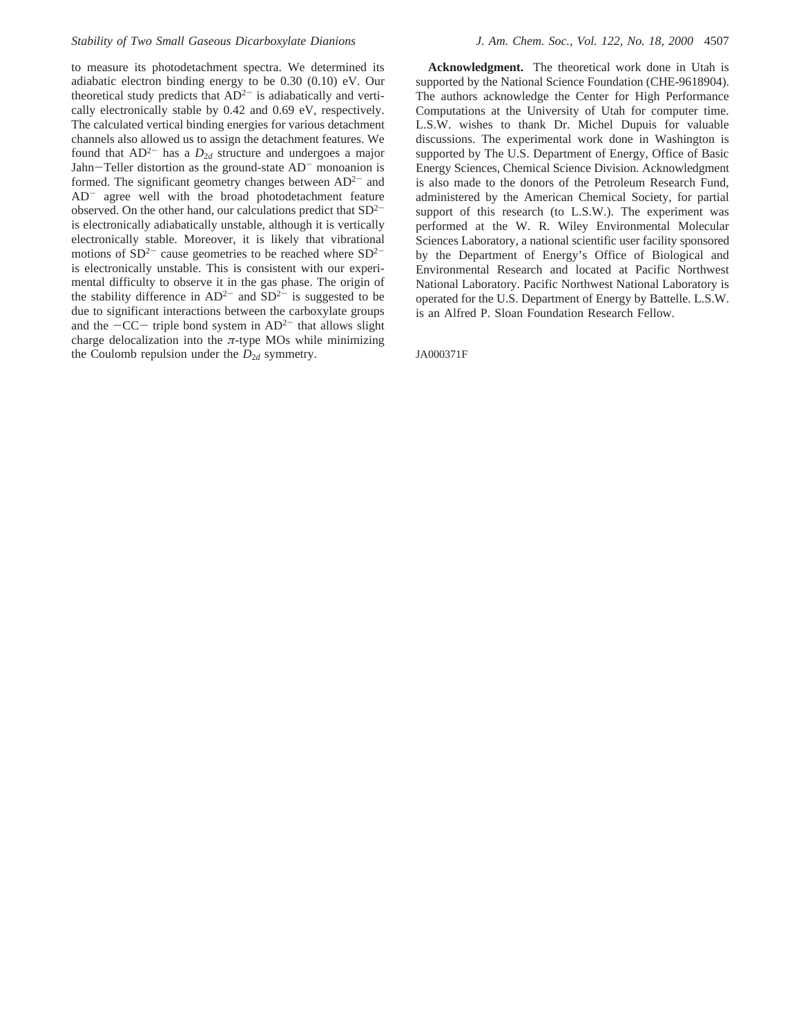to measure its photodetachment spectra. We determined its adiabatic electron binding energy to be 0.30 (0.10) eV. Our theoretical study predicts that $AD^{2-}$ is adiabatically and vertically electronically stable by 0.42 and 0.69 eV, respectively. The calculated vertical binding energies for various detachment channels also allowed us to assign the detachment features. We found that $AD^{2-}$ has a $D_{2d}$ structure and undergoes a major Jahn−Teller distortion as the ground-state $AD^{-}$ monoanion is formed. The significant geometry changes between $AD^{2-}$ and $AD^{-}$ agree well with the broad photodetachment feature observed. On the other hand, our calculations predict that $SD^{2-}$ is electronically adiabatically unstable, although it is vertically electronically stable. Moreover, it is likely that vibrational motions of $SD^{2-}$ cause geometries to be reached where $SD^{2-}$ is electronically unstable. This is consistent with our experimental difficulty to observe it in the gas phase. The origin of the stability difference in $AD^{2-}$ and $SD^{2-}$ is suggested to be due to significant interactions between the carboxylate groups and the −CC− triple bond system in $AD^{2-}$ that allows slight charge delocalization into the $\pi$-type MOs while minimizing the Coulomb repulsion under the $D_{2d}$ symmetry.

**Acknowledgment.** The theoretical work done in Utah is supported by the National Science Foundation (CHE-9618904). The authors acknowledge the Center for High Performance Computations at the University of Utah for computer time. L.S.W. wishes to thank Dr. Michel Dupuis for valuable discussions. The experimental work done in Washington is supported by The U.S. Department of Energy, Office of Basic Energy Sciences, Chemical Science Division. Acknowledgment is also made to the donors of the Petroleum Research Fund, administered by the American Chemical Society, for partial support of this research (to L.S.W.). The experiment was performed at the W. R. Wiley Environmental Molecular Sciences Laboratory, a national scientific user facility sponsored by the Department of Energy's Office of Biological and Environmental Research and located at Pacific Northwest National Laboratory. Pacific Northwest National Laboratory is operated for the U.S. Department of Energy by Battelle. L.S.W. is an Alfred P. Sloan Foundation Research Fellow.

JA000371F